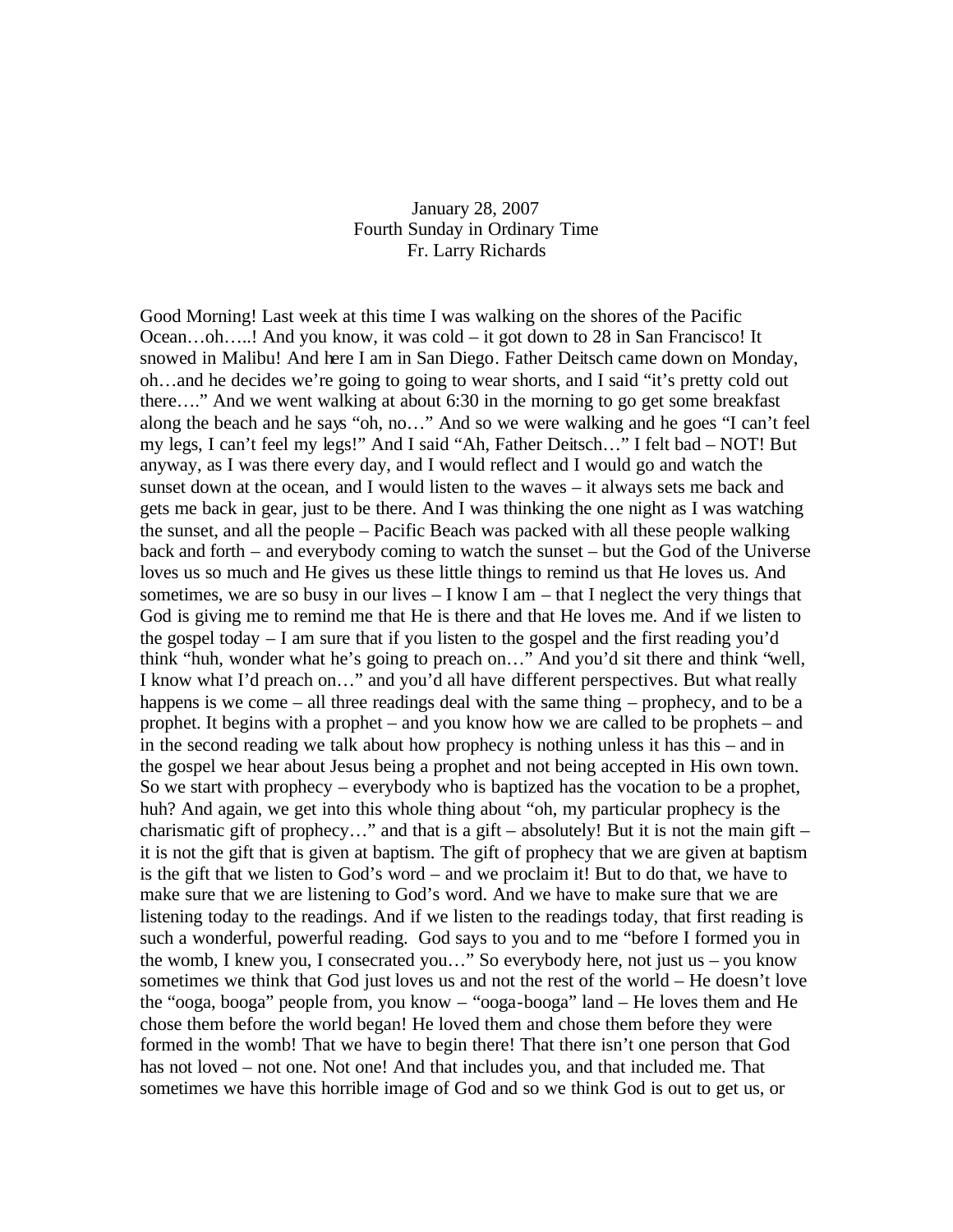January 28, 2007
Fourth Sunday in Ordinary Time
Fr. Larry Richards

Good Morning! Last week at this time I was walking on the shores of the Pacific Ocean…oh…..! And you know, it was cold – it got down to 28 in San Francisco! It snowed in Malibu! And here I am in San Diego. Father Deitsch came down on Monday, oh…and he decides we're going to going to wear shorts, and I said "it's pretty cold out there…." And we went walking at about 6:30 in the morning to go get some breakfast along the beach and he says "oh, no…" And so we were walking and he goes "I can't feel my legs, I can't feel my legs!" And I said "Ah, Father Deitsch…" I felt bad – NOT! But anyway, as I was there every day, and I would reflect and I would go and watch the sunset down at the ocean, and I would listen to the waves – it always sets me back and gets me back in gear, just to be there. And I was thinking the one night as I was watching the sunset, and all the people – Pacific Beach was packed with all these people walking back and forth – and everybody coming to watch the sunset – but the God of the Universe loves us so much and He gives us these little things to remind us that He loves us. And sometimes, we are so busy in our lives – I know I am – that I neglect the very things that God is giving me to remind me that He is there and that He loves me. And if we listen to the gospel today – I am sure that if you listen to the gospel and the first reading you'd think "huh, wonder what he's going to preach on…" And you'd sit there and think "well, I know what I'd preach on…" and you'd all have different perspectives. But what really happens is we come – all three readings deal with the same thing – prophecy, and to be a prophet. It begins with a prophet – and you know how we are called to be prophets – and in the second reading we talk about how prophecy is nothing unless it has this – and in the gospel we hear about Jesus being a prophet and not being accepted in His own town. So we start with prophecy – everybody who is baptized has the vocation to be a prophet, huh? And again, we get into this whole thing about "oh, my particular prophecy is the charismatic gift of prophecy…" and that is a gift – absolutely! But it is not the main gift – it is not the gift that is given at baptism. The gift of prophecy that we are given at baptism is the gift that we listen to God's word – and we proclaim it! But to do that, we have to make sure that we are listening to God's word. And we have to make sure that we are listening today to the readings. And if we listen to the readings today, that first reading is such a wonderful, powerful reading. God says to you and to me "before I formed you in the womb, I knew you, I consecrated you…" So everybody here, not just us – you know sometimes we think that God just loves us and not the rest of the world – He doesn't love the "ooga, booga" people from, you know – "ooga-booga" land – He loves them and He chose them before the world began! He loved them and chose them before they were formed in the womb! That we have to begin there! That there isn't one person that God has not loved – not one. Not one! And that includes you, and that included me. That sometimes we have this horrible image of God and so we think God is out to get us, or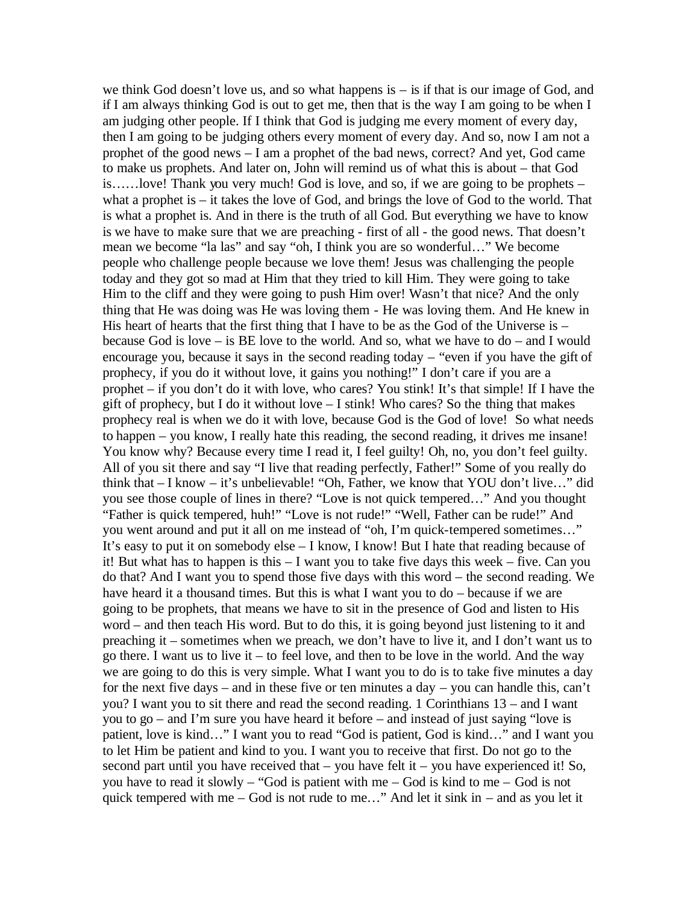we think God doesn't love us, and so what happens is – is if that is our image of God, and if I am always thinking God is out to get me, then that is the way I am going to be when I am judging other people. If I think that God is judging me every moment of every day, then I am going to be judging others every moment of every day. And so, now I am not a prophet of the good news – I am a prophet of the bad news, correct? And yet, God came to make us prophets. And later on, John will remind us of what this is about – that God is……love! Thank you very much! God is love, and so, if we are going to be prophets – what a prophet is – it takes the love of God, and brings the love of God to the world. That is what a prophet is. And in there is the truth of all God. But everything we have to know is we have to make sure that we are preaching - first of all - the good news. That doesn't mean we become "la las" and say "oh, I think you are so wonderful…" We become people who challenge people because we love them! Jesus was challenging the people today and they got so mad at Him that they tried to kill Him. They were going to take Him to the cliff and they were going to push Him over! Wasn't that nice? And the only thing that He was doing was He was loving them - He was loving them. And He knew in His heart of hearts that the first thing that I have to be as the God of the Universe is – because God is love – is BE love to the world. And so, what we have to do – and I would encourage you, because it says in the second reading today – "even if you have the gift of prophecy, if you do it without love, it gains you nothing!" I don't care if you are a prophet – if you don't do it with love, who cares? You stink! It's that simple! If I have the gift of prophecy, but I do it without love – I stink! Who cares? So the thing that makes prophecy real is when we do it with love, because God is the God of love! So what needs to happen – you know, I really hate this reading, the second reading, it drives me insane! You know why? Because every time I read it, I feel guilty! Oh, no, you don't feel guilty. All of you sit there and say "I live that reading perfectly, Father!" Some of you really do think that – I know – it's unbelievable! "Oh, Father, we know that YOU don't live…" did you see those couple of lines in there? "Love is not quick tempered…" And you thought "Father is quick tempered, huh!" "Love is not rude!" "Well, Father can be rude!" And you went around and put it all on me instead of "oh, I'm quick-tempered sometimes…" It's easy to put it on somebody else – I know, I know! But I hate that reading because of it! But what has to happen is this – I want you to take five days this week – five. Can you do that? And I want you to spend those five days with this word – the second reading. We have heard it a thousand times. But this is what I want you to do – because if we are going to be prophets, that means we have to sit in the presence of God and listen to His word – and then teach His word. But to do this, it is going beyond just listening to it and preaching it – sometimes when we preach, we don't have to live it, and I don't want us to go there. I want us to live it – to feel love, and then to be love in the world. And the way we are going to do this is very simple. What I want you to do is to take five minutes a day for the next five days – and in these five or ten minutes a day – you can handle this, can't you? I want you to sit there and read the second reading. 1 Corinthians 13 – and I want you to go – and I'm sure you have heard it before – and instead of just saying "love is patient, love is kind…" I want you to read "God is patient, God is kind…" and I want you to let Him be patient and kind to you. I want you to receive that first. Do not go to the second part until you have received that – you have felt it – you have experienced it! So, you have to read it slowly – "God is patient with me – God is kind to me – God is not quick tempered with me – God is not rude to me…" And let it sink in – and as you let it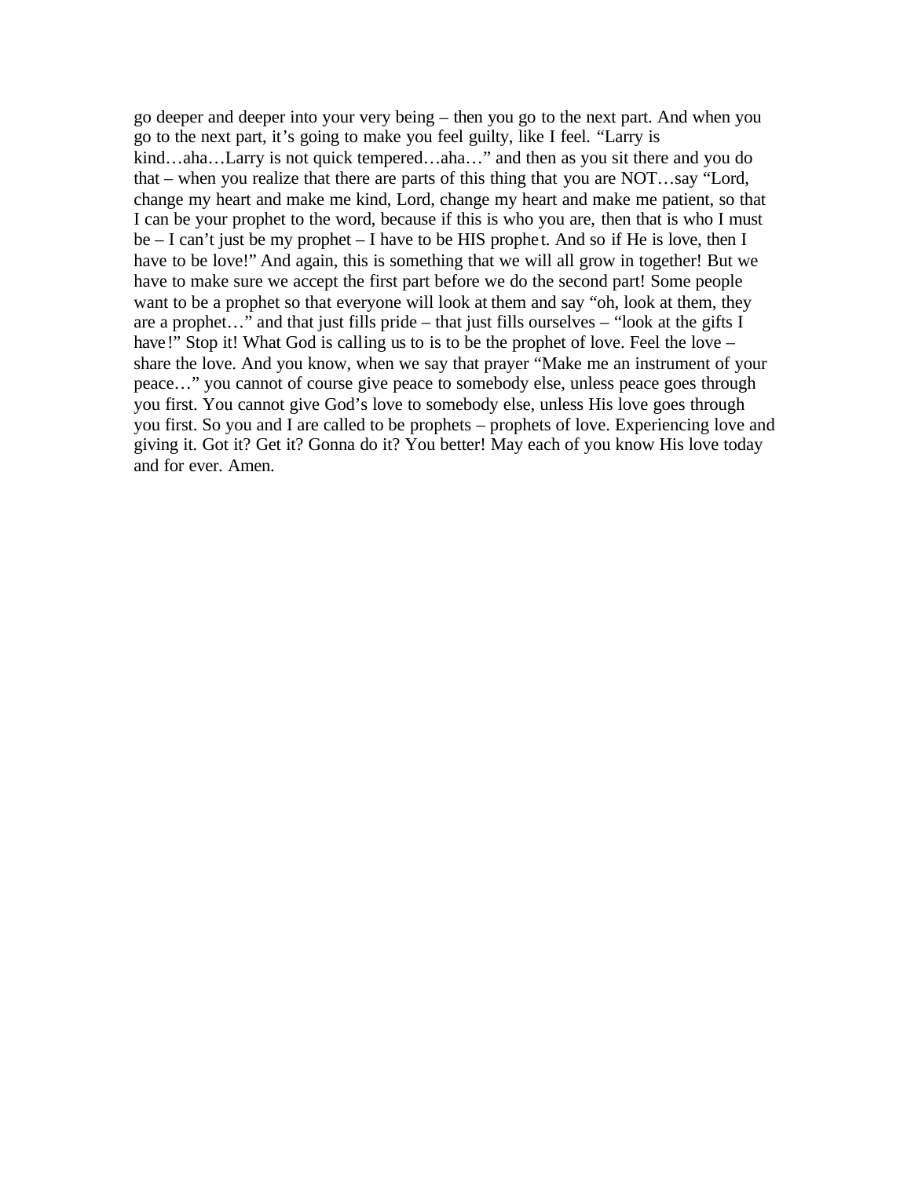go deeper and deeper into your very being – then you go to the next part. And when you go to the next part, it's going to make you feel guilty, like I feel. "Larry is kind…aha…Larry is not quick tempered…aha…" and then as you sit there and you do that – when you realize that there are parts of this thing that you are NOT…say "Lord, change my heart and make me kind, Lord, change my heart and make me patient, so that I can be your prophet to the word, because if this is who you are, then that is who I must be – I can't just be my prophet – I have to be HIS prophet. And so if He is love, then I have to be love!" And again, this is something that we will all grow in together! But we have to make sure we accept the first part before we do the second part! Some people want to be a prophet so that everyone will look at them and say "oh, look at them, they are a prophet…" and that just fills pride – that just fills ourselves – "look at the gifts I have!" Stop it! What God is calling us to is to be the prophet of love. Feel the love – share the love. And you know, when we say that prayer "Make me an instrument of your peace…" you cannot of course give peace to somebody else, unless peace goes through you first. You cannot give God's love to somebody else, unless His love goes through you first. So you and I are called to be prophets – prophets of love. Experiencing love and giving it. Got it? Get it? Gonna do it? You better! May each of you know His love today and for ever. Amen.